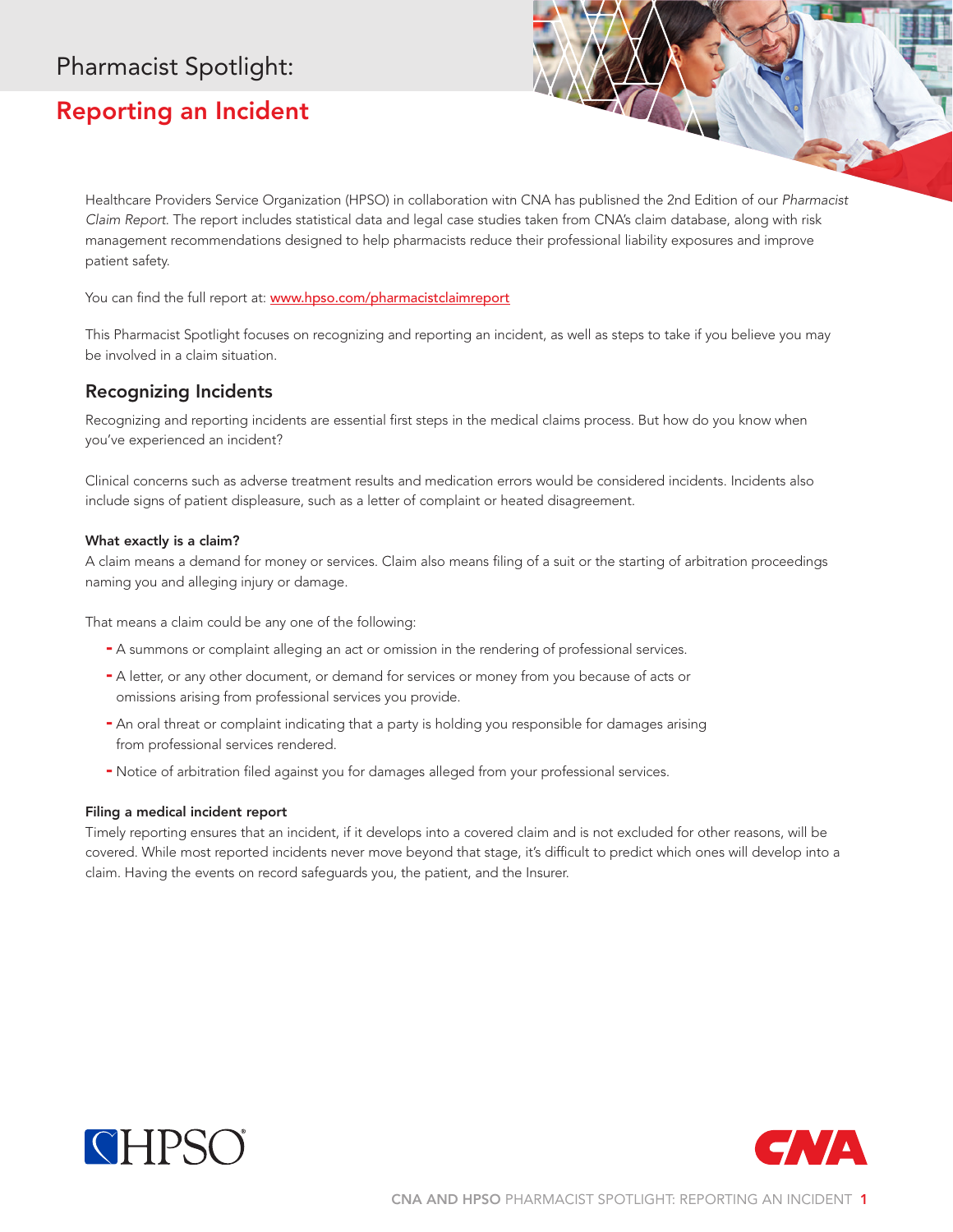# Pharmacist Spotlight:

## Reporting an Incident

Healthcare Providers Service Organization (HPSO) in collaboration witn CNA has publisned the 2nd Edition of our *Pharmacist Claim Report*. The report includes statistical data and legal case studies taken from CNA's claim database, along with risk management recommendations designed to help pharmacists reduce their professional liability exposures and improve patient safety.

You can find the full report at: [www.hpso.com/pharmacistclaimreport](www.hpso.com/pharmacistclaimreport)

This Pharmacist Spotlight focuses on recognizing and reporting an incident, as well as steps to take if you believe you may be involved in a claim situation.

### Recognizing Incidents

Recognizing and reporting incidents are essential first steps in the medical claims process. But how do you know when you've experienced an incident?

Clinical concerns such as adverse treatment results and medication errors would be considered incidents. Incidents also include signs of patient displeasure, such as a letter of complaint or heated disagreement.

**What exactly is a claim?**

A claim means a demand for money or services. Claim also means filing of a suit or the starting of arbitration proceedings naming you and alleging injury or damage.

That means a claim could be any one of the following:

- A summons or complaint alleging an act or omission in the rendering of professional services.
- A letter, or any other document, or demand for services or money from you because of acts or omissions arising from professional services you provide.
- An oral threat or complaint indicating that a party is holding you responsible for damages arising from professional services rendered.
- Notice of arbitration filed against you for damages alleged from your professional services.

**Filing a medical incident report**

Timely reporting ensures that an incident, if it develops into a covered claim and is not excluded for other reasons, will be covered. While most reported incidents never move beyond that stage, it's difficult to predict which ones will develop into a claim. Having the events on record safeguards you, the patient, and the Insurer.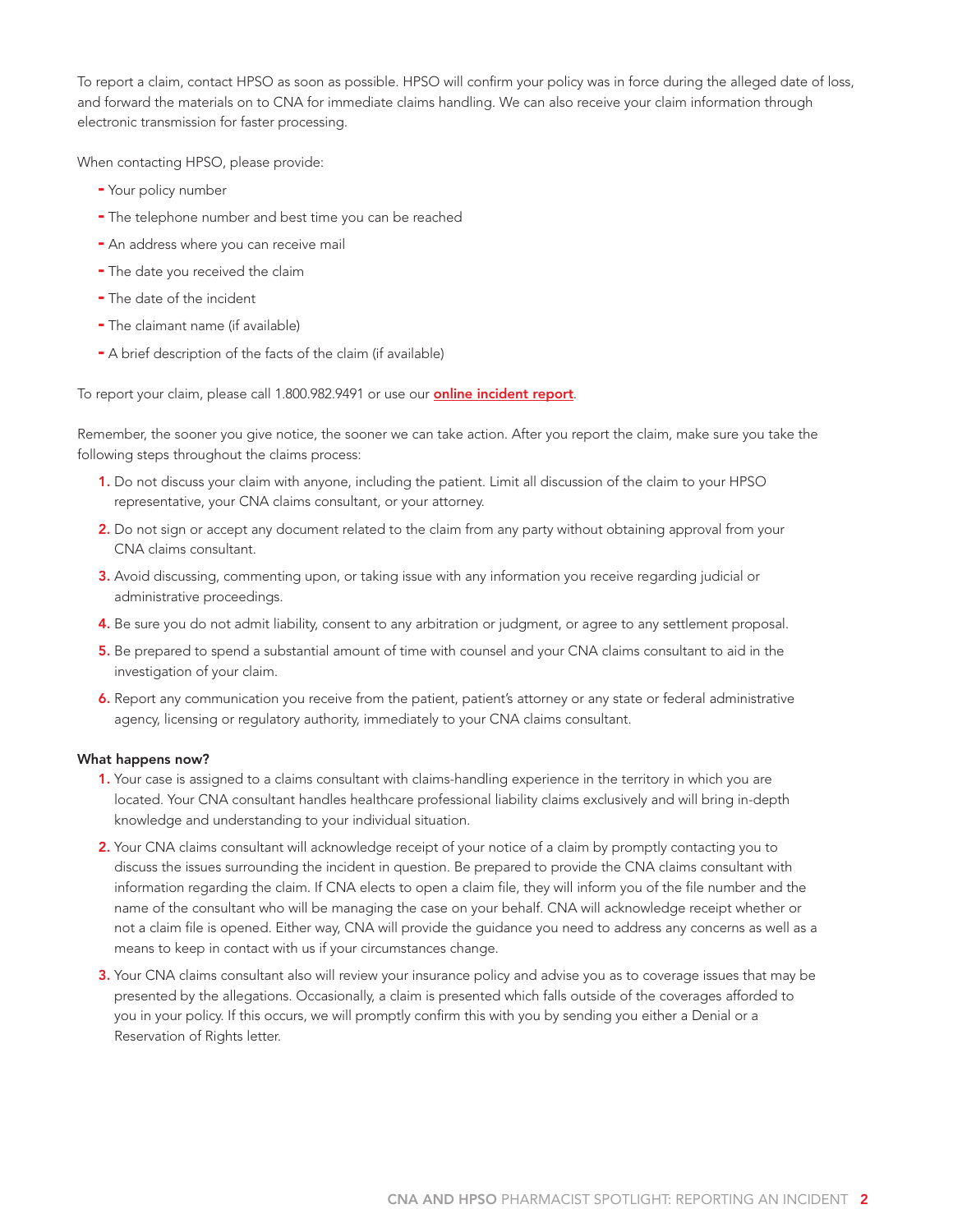To report a claim, contact HPSO as soon as possible. HPSO will confirm your policy was in force during the alleged date of loss, and forward the materials on to CNA for immediate claims handling. We can also receive your claim information through electronic transmission for faster processing.

When contacting HPSO, please provide:

- Your policy number
- The telephone number and best time you can be reached
- An address where you can receive mail
- The date you received the claim
- The date of the incident
- The claimant name (if available)
- A brief description of the facts of the claim (if available)

To report your claim, please call 1.800.982.9491 or use our **online incident report**.

Remember, the sooner you give notice, the sooner we can take action. After you report the claim, make sure you take the following steps throughout the claims process:

1. Do not discuss your claim with anyone, including the patient. Limit all discussion of the claim to your HPSO representative, your CNA claims consultant, or your attorney.
2. Do not sign or accept any document related to the claim from any party without obtaining approval from your CNA claims consultant.
3. Avoid discussing, commenting upon, or taking issue with any information you receive regarding judicial or administrative proceedings.
4. Be sure you do not admit liability, consent to any arbitration or judgment, or agree to any settlement proposal.
5. Be prepared to spend a substantial amount of time with counsel and your CNA claims consultant to aid in the investigation of your claim.
6. Report any communication you receive from the patient, patient's attorney or any state or federal administrative agency, licensing or regulatory authority, immediately to your CNA claims consultant.

**What happens now?**

1. Your case is assigned to a claims consultant with claims-handling experience in the territory in which you are located. Your CNA consultant handles healthcare professional liability claims exclusively and will bring in-depth knowledge and understanding to your individual situation.
2. Your CNA claims consultant will acknowledge receipt of your notice of a claim by promptly contacting you to discuss the issues surrounding the incident in question. Be prepared to provide the CNA claims consultant with information regarding the claim. If CNA elects to open a claim file, they will inform you of the file number and the name of the consultant who will be managing the case on your behalf. CNA will acknowledge receipt whether or not a claim file is opened. Either way, CNA will provide the guidance you need to address any concerns as well as a means to keep in contact with us if your circumstances change.
3. Your CNA claims consultant also will review your insurance policy and advise you as to coverage issues that may be presented by the allegations. Occasionally, a claim is presented which falls outside of the coverages afforded to you in your policy. If this occurs, we will promptly confirm this with you by sending you either a Denial or a Reservation of Rights letter.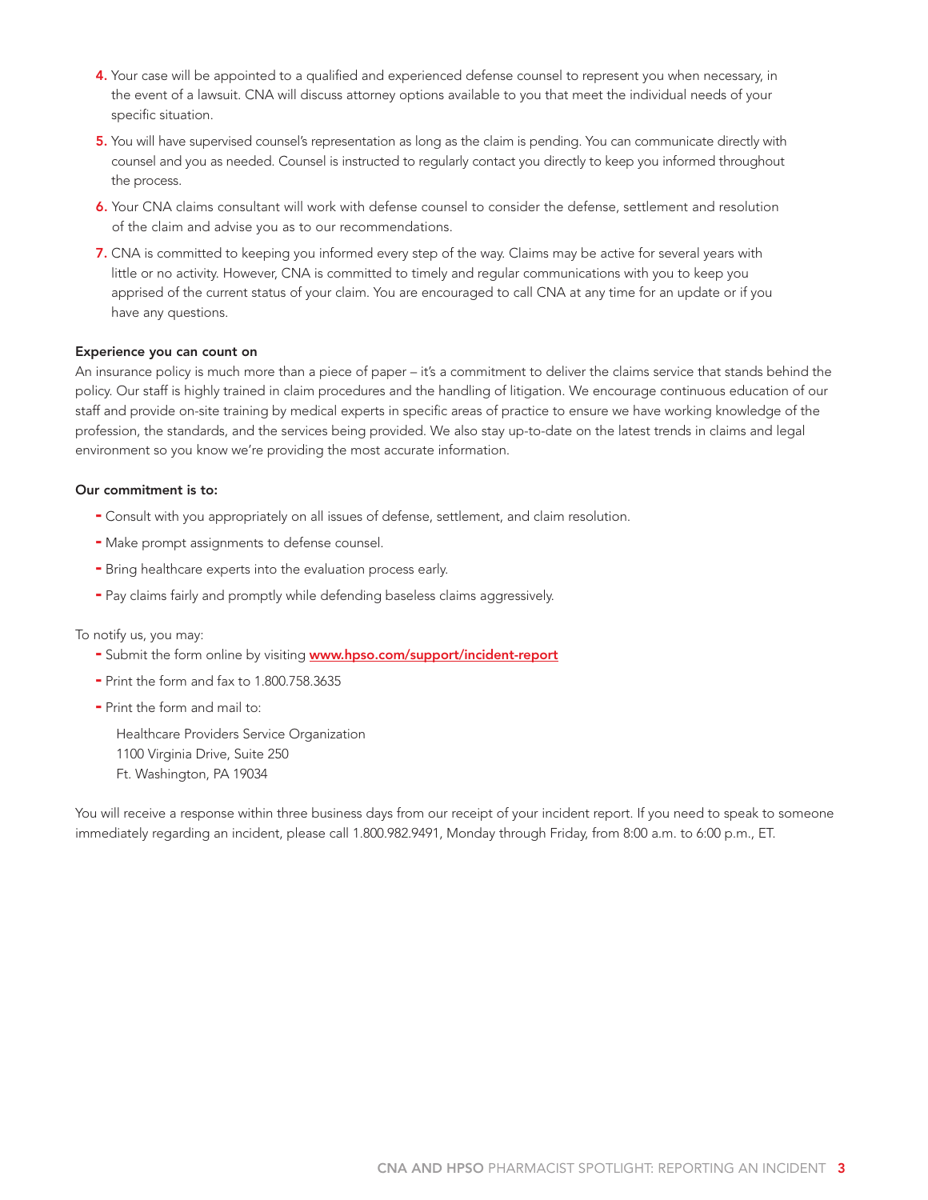4. Your case will be appointed to a qualified and experienced defense counsel to represent you when necessary, in the event of a lawsuit. CNA will discuss attorney options available to you that meet the individual needs of your specific situation.
5. You will have supervised counsel's representation as long as the claim is pending. You can communicate directly with counsel and you as needed. Counsel is instructed to regularly contact you directly to keep you informed throughout the process.
6. Your CNA claims consultant will work with defense counsel to consider the defense, settlement and resolution of the claim and advise you as to our recommendations.
7. CNA is committed to keeping you informed every step of the way. Claims may be active for several years with little or no activity. However, CNA is committed to timely and regular communications with you to keep you apprised of the current status of your claim. You are encouraged to call CNA at any time for an update or if you have any questions.

**Experience you can count on**

An insurance policy is much more than a piece of paper – it's a commitment to deliver the claims service that stands behind the policy. Our staff is highly trained in claim procedures and the handling of litigation. We encourage continuous education of our staff and provide on-site training by medical experts in specific areas of practice to ensure we have working knowledge of the profession, the standards, and the services being provided. We also stay up-to-date on the latest trends in claims and legal environment so you know we're providing the most accurate information.

**Our commitment is to:**

- Consult with you appropriately on all issues of defense, settlement, and claim resolution.
- Make prompt assignments to defense counsel.
- Bring healthcare experts into the evaluation process early.
- Pay claims fairly and promptly while defending baseless claims aggressively.

To notify us, you may:

- Submit the form online by visiting **www.hpso.com/support/incident-report**
- Print the form and fax to 1.800.758.3635
- Print the form and mail to:

  Healthcare Providers Service Organization
  1100 Virginia Drive, Suite 250
  Ft. Washington, PA 19034

You will receive a response within three business days from our receipt of your incident report. If you need to speak to someone immediately regarding an incident, please call 1.800.982.9491, Monday through Friday, from 8:00 a.m. to 6:00 p.m., ET.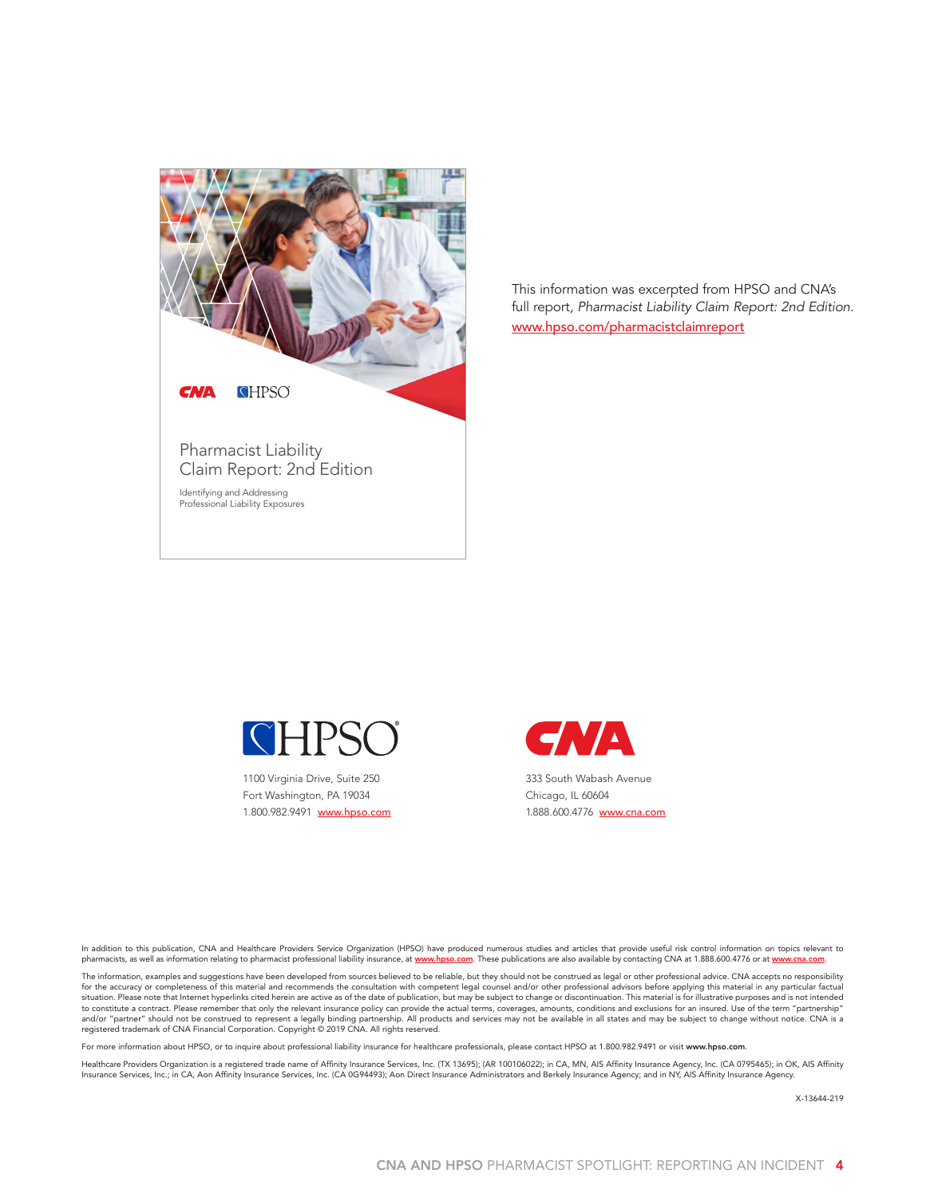CNA HPSO

Pharmacist Liability Claim Report: 2nd Edition

Identifying and Addressing Professional Liability Exposures

This information was excerpted from HPSO and CNA's full report, *Pharmacist Liability Claim Report: 2nd Edition*. www.hpso.com/pharmacistclaimreport

HPSO

1100 Virginia Drive, Suite 250
Fort Washington, PA 19034
1.800.982.9491 www.hpso.com

CNA

333 South Wabash Avenue
Chicago, IL 60604
1.888.600.4776 www.cna.com

In addition to this publication, CNA and Healthcare Providers Service Organization (HPSO) have produced numerous studies and articles that provide useful risk control information on topics relevant to pharmacists, as well as information relating to pharmacist professional liability insurance, at www.hpso.com. These publications are also available by contacting CNA at 1.888.600.4776 or at www.cna.com.

The information, examples and suggestions have been developed from sources believed to be reliable, but they should not be construed as legal or other professional advice. CNA accepts no responsibility for the accuracy or completeness of this material and recommends the consultation with competent legal counsel and/or other professional advisors before applying this material in any particular factual situation. Please note that Internet hyperlinks cited herein are active as of the date of publication, but may be subject to change or discontinuation. This material is for illustrative purposes and is not intended to constitute a contract. Please remember that only the relevant insurance policy can provide the actual terms, coverages, amounts, conditions and exclusions for an insured. Use of the term "partnership" and/or "partner" should not be construed to represent a legally binding partnership. All products and services may not be available in all states and may be subject to change without notice. CNA is a registered trademark of CNA Financial Corporation. Copyright © 2019 CNA. All rights reserved.

For more information about HPSO, or to inquire about professional liability insurance for healthcare professionals, please contact HPSO at 1.800.982.9491 or visit **www.hpso.com**.

Healthcare Providers Organization is a registered trade name of Affinity Insurance Services, Inc. (TX 13695); (AR 100106022); in CA, MN, AIS Affinity Insurance Agency, Inc. (CA 0795465); in OK, AIS Affinity Insurance Services, Inc.; in CA, Aon Affinity Insurance Services, Inc. (CA 0G94493); Aon Direct Insurance Administrators and Berkely Insurance Agency; and in NY, AIS Affinity Insurance Agency.

X-13644-219